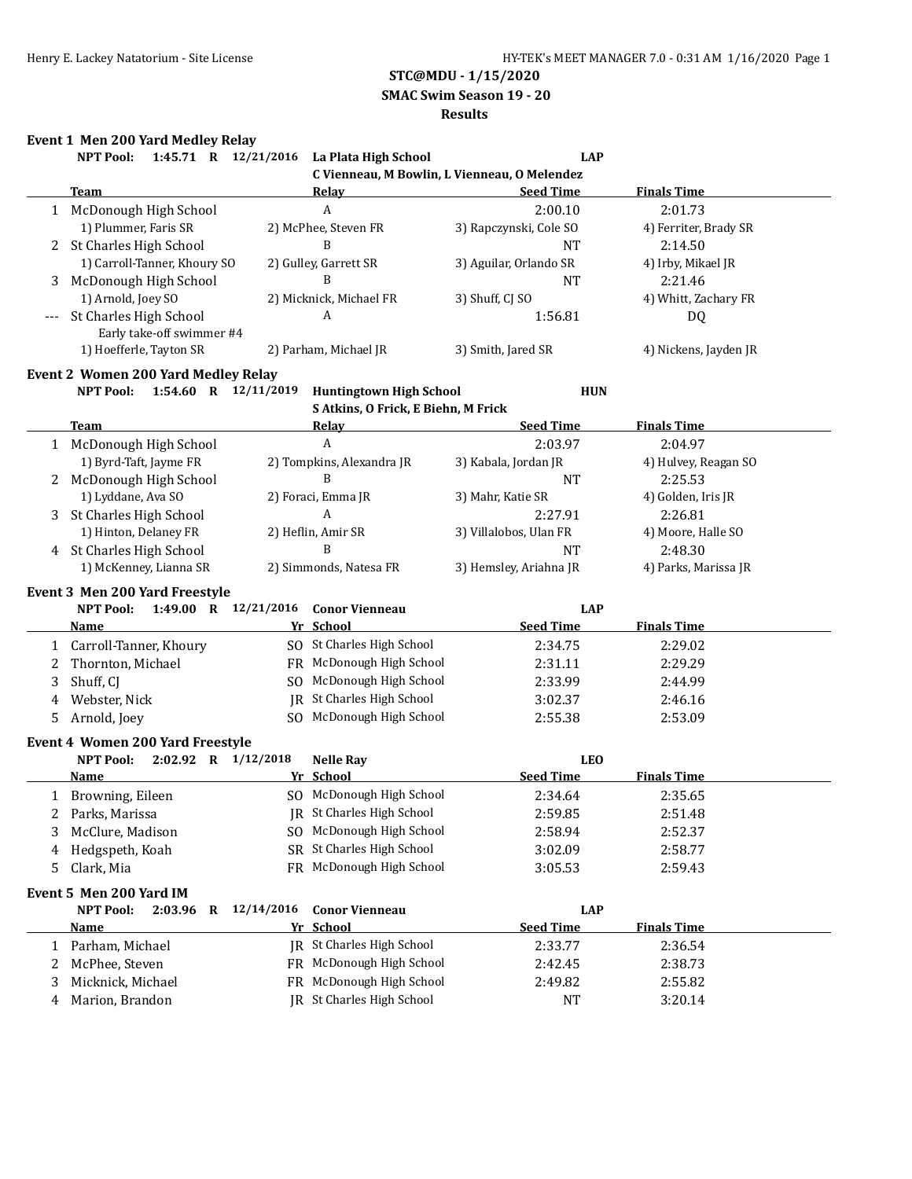**STC@MDU - 1/15/2020**

**SMAC Swim Season 19 - 20**

**Results**

### Event 1 Men 200 Yard Medley Relay

**NPT Pool: 1:45.71 R 12/21/2016 La Plata High School LAP**
**C Vienneau, M Bowlin, L Vienneau, O Melendez**

| | Team | Relay | Seed Time | Finals Time |
|---|---|---|---|---|
| 1 | McDonough High School | A | 2:00.10 | 2:01.73 |
| | 1) Plummer, Faris SR | 2) McPhee, Steven FR | 3) Rapczynski, Cole SO | 4) Ferriter, Brady SR |
| 2 | St Charles High School | B | NT | 2:14.50 |
| | 1) Carroll-Tanner, Khoury SO | 2) Gulley, Garrett SR | 3) Aguilar, Orlando SR | 4) Irby, Mikael JR |
| 3 | McDonough High School | B | NT | 2:21.46 |
| | 1) Arnold, Joey SO | 2) Micknick, Michael FR | 3) Shuff, CJ SO | 4) Whitt, Zachary FR |
| --- | St Charles High School | A | 1:56.81 | DQ |
| | Early take-off swimmer #4 | | | |
| | 1) Hoefferle, Tayton SR | 2) Parham, Michael JR | 3) Smith, Jared SR | 4) Nickens, Jayden JR |

### Event 2 Women 200 Yard Medley Relay

**NPT Pool: 1:54.60 R 12/11/2019 Huntingtown High School HUN**
**S Atkins, O Frick, E Biehn, M Frick**

| | Team | Relay | Seed Time | Finals Time |
|---|---|---|---|---|
| 1 | McDonough High School | A | 2:03.97 | 2:04.97 |
| | 1) Byrd-Taft, Jayme FR | 2) Tompkins, Alexandra JR | 3) Kabala, Jordan JR | 4) Hulvey, Reagan SO |
| 2 | McDonough High School | B | NT | 2:25.53 |
| | 1) Lyddane, Ava SO | 2) Foraci, Emma JR | 3) Mahr, Katie SR | 4) Golden, Iris JR |
| 3 | St Charles High School | A | 2:27.91 | 2:26.81 |
| | 1) Hinton, Delaney FR | 2) Heflin, Amir SR | 3) Villalobos, Ulan FR | 4) Moore, Halle SO |
| 4 | St Charles High School | B | NT | 2:48.30 |
| | 1) McKenney, Lianna SR | 2) Simmonds, Natesa FR | 3) Hemsley, Ariahna JR | 4) Parks, Marissa JR |

### Event 3 Men 200 Yard Freestyle

**NPT Pool: 1:49.00 R 12/21/2016 Conor Vienneau LAP**

| | Name | Yr | School | Seed Time | Finals Time |
|---|---|---|---|---|---|
| 1 | Carroll-Tanner, Khoury | SO | St Charles High School | 2:34.75 | 2:29.02 |
| 2 | Thornton, Michael | FR | McDonough High School | 2:31.11 | 2:29.29 |
| 3 | Shuff, CJ | SO | McDonough High School | 2:33.99 | 2:44.99 |
| 4 | Webster, Nick | JR | St Charles High School | 3:02.37 | 2:46.16 |
| 5 | Arnold, Joey | SO | McDonough High School | 2:55.38 | 2:53.09 |

### Event 4 Women 200 Yard Freestyle

**NPT Pool: 2:02.92 R 1/12/2018 Nelle Ray LEO**

| | Name | Yr | School | Seed Time | Finals Time |
|---|---|---|---|---|---|
| 1 | Browning, Eileen | SO | McDonough High School | 2:34.64 | 2:35.65 |
| 2 | Parks, Marissa | JR | St Charles High School | 2:59.85 | 2:51.48 |
| 3 | McClure, Madison | SO | McDonough High School | 2:58.94 | 2:52.37 |
| 4 | Hedgspeth, Koah | SR | St Charles High School | 3:02.09 | 2:58.77 |
| 5 | Clark, Mia | FR | McDonough High School | 3:05.53 | 2:59.43 |

### Event 5 Men 200 Yard IM

**NPT Pool: 2:03.96 R 12/14/2016 Conor Vienneau LAP**

| | Name | Yr | School | Seed Time | Finals Time |
|---|---|---|---|---|---|
| 1 | Parham, Michael | JR | St Charles High School | 2:33.77 | 2:36.54 |
| 2 | McPhee, Steven | FR | McDonough High School | 2:42.45 | 2:38.73 |
| 3 | Micknick, Michael | FR | McDonough High School | 2:49.82 | 2:55.82 |
| 4 | Marion, Brandon | JR | St Charles High School | NT | 3:20.14 |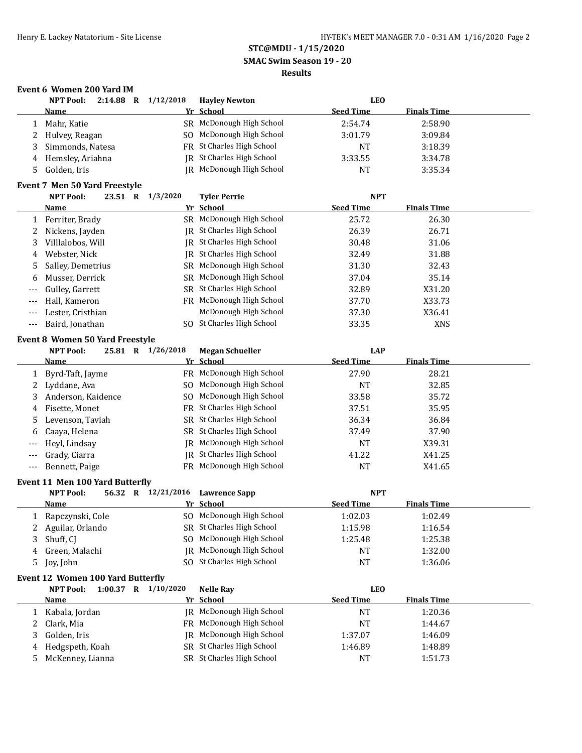# STC@MDU - 1/15/2020

## SMAC Swim Season 19 - 20

## Results

### Event 6 Women 200 Yard IM

NPT Pool: 2:14.88 R 1/12/2018 Hayley Newton LEO

| | Name | Yr | School | Seed Time | Finals Time |
|---|---|---|---|---|---|
| 1 | Mahr, Katie | SR | McDonough High School | 2:54.74 | 2:58.90 |
| 2 | Hulvey, Reagan | SO | McDonough High School | 3:01.79 | 3:09.84 |
| 3 | Simmonds, Natesa | FR | St Charles High School | NT | 3:18.39 |
| 4 | Hemsley, Ariahna | JR | St Charles High School | 3:33.55 | 3:34.78 |
| 5 | Golden, Iris | JR | McDonough High School | NT | 3:35.34 |

### Event 7 Men 50 Yard Freestyle

NPT Pool: 23.51 R 1/3/2020 Tyler Perrie NPT

| | Name | Yr | School | Seed Time | Finals Time |
|---|---|---|---|---|---|
| 1 | Ferriter, Brady | SR | McDonough High School | 25.72 | 26.30 |
| 2 | Nickens, Jayden | JR | St Charles High School | 26.39 | 26.71 |
| 3 | Villlalobos, Will | JR | St Charles High School | 30.48 | 31.06 |
| 4 | Webster, Nick | JR | St Charles High School | 32.49 | 31.88 |
| 5 | Salley, Demetrius | SR | McDonough High School | 31.30 | 32.43 |
| 6 | Musser, Derrick | SR | McDonough High School | 37.04 | 35.14 |
| --- | Gulley, Garrett | SR | St Charles High School | 32.89 | X31.20 |
| --- | Hall, Kameron | FR | McDonough High School | 37.70 | X33.73 |
| --- | Lester, Cristhian | | McDonough High School | 37.30 | X36.41 |
| --- | Baird, Jonathan | SO | St Charles High School | 33.35 | XNS |

### Event 8 Women 50 Yard Freestyle

NPT Pool: 25.81 R 1/26/2018 Megan Schueller LAP

| | Name | Yr | School | Seed Time | Finals Time |
|---|---|---|---|---|---|
| 1 | Byrd-Taft, Jayme | FR | McDonough High School | 27.90 | 28.21 |
| 2 | Lyddane, Ava | SO | McDonough High School | NT | 32.85 |
| 3 | Anderson, Kaidence | SO | McDonough High School | 33.58 | 35.72 |
| 4 | Fisette, Monet | FR | St Charles High School | 37.51 | 35.95 |
| 5 | Levenson, Taviah | SR | St Charles High School | 36.34 | 36.84 |
| 6 | Caaya, Helena | SR | St Charles High School | 37.49 | 37.90 |
| --- | Heyl, Lindsay | JR | McDonough High School | NT | X39.31 |
| --- | Grady, Ciarra | JR | St Charles High School | 41.22 | X41.25 |
| --- | Bennett, Paige | FR | McDonough High School | NT | X41.65 |

### Event 11 Men 100 Yard Butterfly

NPT Pool: 56.32 R 12/21/2016 Lawrence Sapp NPT

| | Name | Yr | School | Seed Time | Finals Time |
|---|---|---|---|---|---|
| 1 | Rapczynski, Cole | SO | McDonough High School | 1:02.03 | 1:02.49 |
| 2 | Aguilar, Orlando | SR | St Charles High School | 1:15.98 | 1:16.54 |
| 3 | Shuff, CJ | SO | McDonough High School | 1:25.48 | 1:25.38 |
| 4 | Green, Malachi | JR | McDonough High School | NT | 1:32.00 |
| 5 | Joy, John | SO | St Charles High School | NT | 1:36.06 |

### Event 12 Women 100 Yard Butterfly

NPT Pool: 1:00.37 R 1/10/2020 Nelle Ray LEO

| | Name | Yr | School | Seed Time | Finals Time |
|---|---|---|---|---|---|
| 1 | Kabala, Jordan | JR | McDonough High School | NT | 1:20.36 |
| 2 | Clark, Mia | FR | McDonough High School | NT | 1:44.67 |
| 3 | Golden, Iris | JR | McDonough High School | 1:37.07 | 1:46.09 |
| 4 | Hedgspeth, Koah | SR | St Charles High School | 1:46.89 | 1:48.89 |
| 5 | McKenney, Lianna | SR | St Charles High School | NT | 1:51.73 |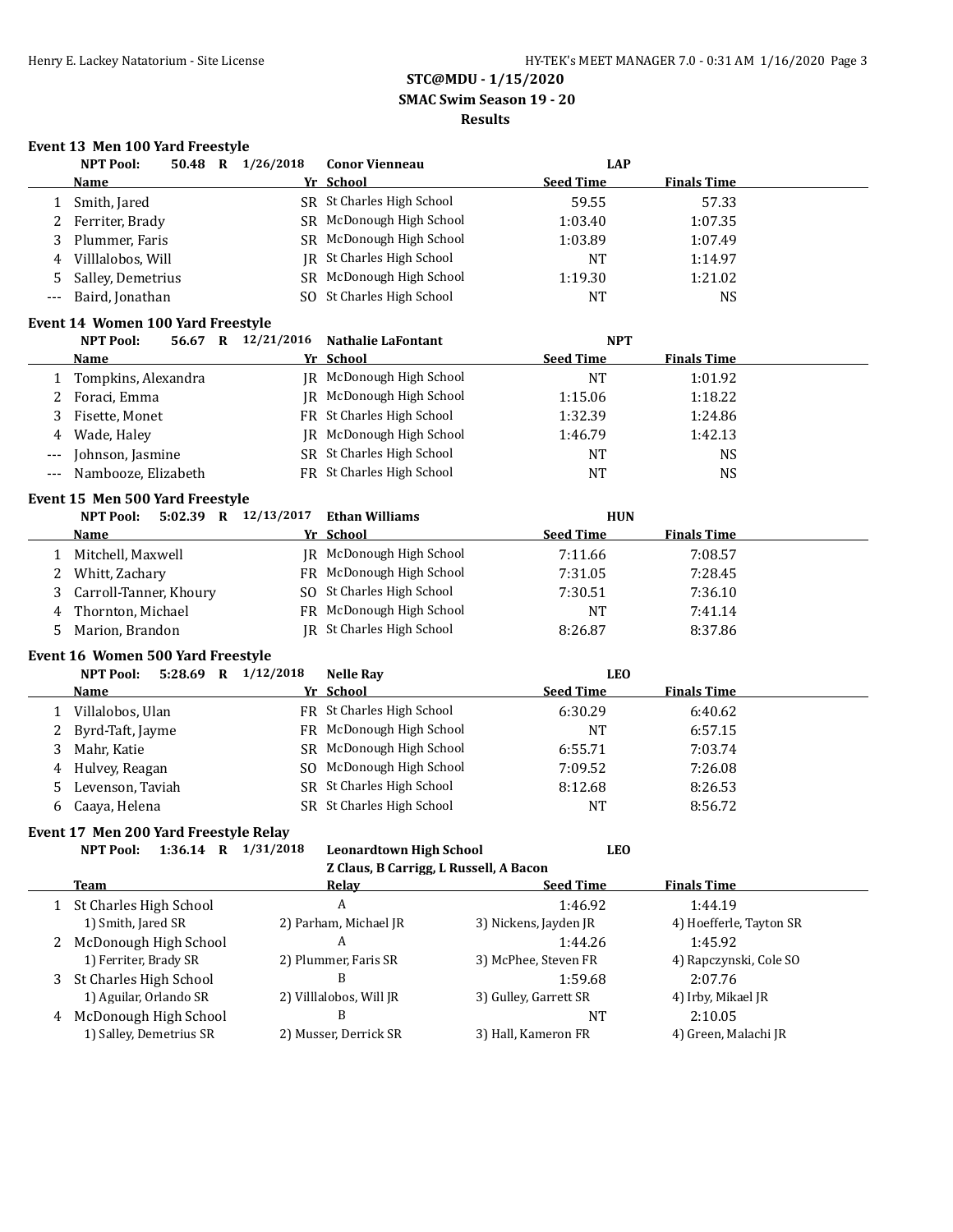**STC@MDU - 1/15/2020**

**SMAC Swim Season 19 - 20**

**Results**

### Event 13 Men 100 Yard Freestyle

**NPT Pool: 50.48 R 1/26/2018 Conor Vienneau LAP**

| | Name | Yr | School | Seed Time | Finals Time |
|---|---|---|---|---|---|
| 1 | Smith, Jared | SR | St Charles High School | 59.55 | 57.33 |
| 2 | Ferriter, Brady | SR | McDonough High School | 1:03.40 | 1:07.35 |
| 3 | Plummer, Faris | SR | McDonough High School | 1:03.89 | 1:07.49 |
| 4 | Villlalobos, Will | JR | St Charles High School | NT | 1:14.97 |
| 5 | Salley, Demetrius | SR | McDonough High School | 1:19.30 | 1:21.02 |
| --- | Baird, Jonathan | SO | St Charles High School | NT | NS |

### Event 14 Women 100 Yard Freestyle

**NPT Pool: 56.67 R 12/21/2016 Nathalie LaFontant NPT**

| | Name | Yr | School | Seed Time | Finals Time |
|---|---|---|---|---|---|
| 1 | Tompkins, Alexandra | JR | McDonough High School | NT | 1:01.92 |
| 2 | Foraci, Emma | JR | McDonough High School | 1:15.06 | 1:18.22 |
| 3 | Fisette, Monet | FR | St Charles High School | 1:32.39 | 1:24.86 |
| 4 | Wade, Haley | JR | McDonough High School | 1:46.79 | 1:42.13 |
| --- | Johnson, Jasmine | SR | St Charles High School | NT | NS |
| --- | Nambooze, Elizabeth | FR | St Charles High School | NT | NS |

### Event 15 Men 500 Yard Freestyle

**NPT Pool: 5:02.39 R 12/13/2017 Ethan Williams HUN**

| | Name | Yr | School | Seed Time | Finals Time |
|---|---|---|---|---|---|
| 1 | Mitchell, Maxwell | JR | McDonough High School | 7:11.66 | 7:08.57 |
| 2 | Whitt, Zachary | FR | McDonough High School | 7:31.05 | 7:28.45 |
| 3 | Carroll-Tanner, Khoury | SO | St Charles High School | 7:30.51 | 7:36.10 |
| 4 | Thornton, Michael | FR | McDonough High School | NT | 7:41.14 |
| 5 | Marion, Brandon | JR | St Charles High School | 8:26.87 | 8:37.86 |

### Event 16 Women 500 Yard Freestyle

**NPT Pool: 5:28.69 R 1/12/2018 Nelle Ray LEO**

| | Name | Yr | School | Seed Time | Finals Time |
|---|---|---|---|---|---|
| 1 | Villalobos, Ulan | FR | St Charles High School | 6:30.29 | 6:40.62 |
| 2 | Byrd-Taft, Jayme | FR | McDonough High School | NT | 6:57.15 |
| 3 | Mahr, Katie | SR | McDonough High School | 6:55.71 | 7:03.74 |
| 4 | Hulvey, Reagan | SO | McDonough High School | 7:09.52 | 7:26.08 |
| 5 | Levenson, Taviah | SR | St Charles High School | 8:12.68 | 8:26.53 |
| 6 | Caaya, Helena | SR | St Charles High School | NT | 8:56.72 |

### Event 17 Men 200 Yard Freestyle Relay

**NPT Pool: 1:36.14 R 1/31/2018 Leonardtown High School LEO**

**Z Claus, B Carrigg, L Russell, A Bacon**

| | Team | Relay | Seed Time | Finals Time |
|---|---|---|---|---|
| 1 | St Charles High School | A | 1:46.92 | 1:44.19 |
| | 1) Smith, Jared SR | 2) Parham, Michael JR | 3) Nickens, Jayden JR | 4) Hoefferle, Tayton SR |
| 2 | McDonough High School | A | 1:44.26 | 1:45.92 |
| | 1) Ferriter, Brady SR | 2) Plummer, Faris SR | 3) McPhee, Steven FR | 4) Rapczynski, Cole SO |
| 3 | St Charles High School | B | 1:59.68 | 2:07.76 |
| | 1) Aguilar, Orlando SR | 2) Villlalobos, Will JR | 3) Gulley, Garrett SR | 4) Irby, Mikael JR |
| 4 | McDonough High School | B | NT | 2:10.05 |
| | 1) Salley, Demetrius SR | 2) Musser, Derrick SR | 3) Hall, Kameron FR | 4) Green, Malachi JR |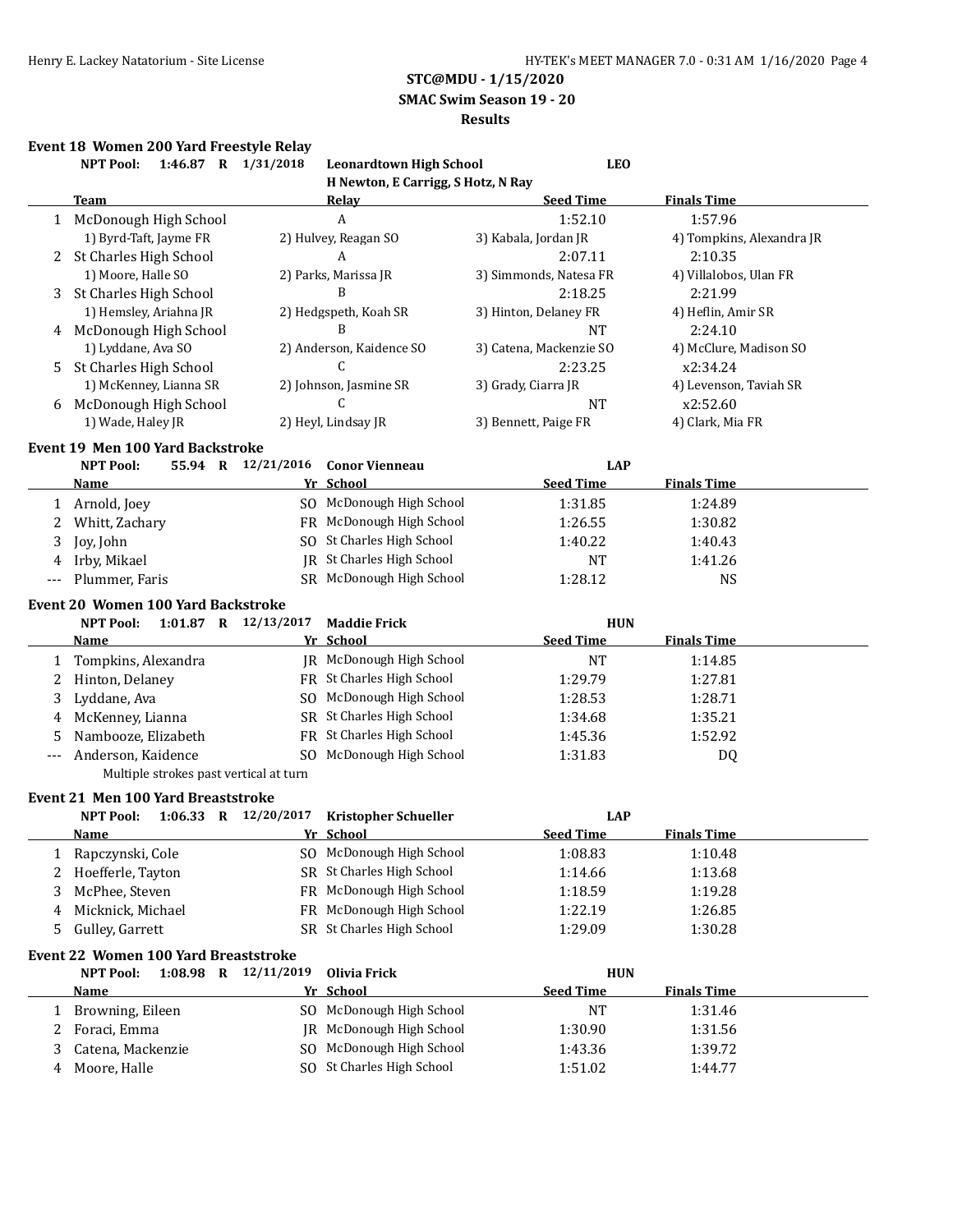## STC@MDU - 1/15/2020

### SMAC Swim Season 19 - 20

### Results

#### Event 18 Women 200 Yard Freestyle Relay

NPT Pool: 1:46.87 R 1/31/2018 Leonardtown High School LEO
H Newton, E Carrigg, S Hotz, N Ray

| | Team | Relay | Seed Time | Finals Time |
|---|---|---|---|---|
| 1 | McDonough High School | A | 1:52.10 | 1:57.96 |
| | 1) Byrd-Taft, Jayme FR | 2) Hulvey, Reagan SO | 3) Kabala, Jordan JR | 4) Tompkins, Alexandra JR |
| 2 | St Charles High School | A | 2:07.11 | 2:10.35 |
| | 1) Moore, Halle SO | 2) Parks, Marissa JR | 3) Simmonds, Natesa FR | 4) Villalobos, Ulan FR |
| 3 | St Charles High School | B | 2:18.25 | 2:21.99 |
| | 1) Hemsley, Ariahna JR | 2) Hedgspeth, Koah SR | 3) Hinton, Delaney FR | 4) Heflin, Amir SR |
| 4 | McDonough High School | B | NT | 2:24.10 |
| | 1) Lyddane, Ava SO | 2) Anderson, Kaidence SO | 3) Catena, Mackenzie SO | 4) McClure, Madison SO |
| 5 | St Charles High School | C | 2:23.25 | x2:34.24 |
| | 1) McKenney, Lianna SR | 2) Johnson, Jasmine SR | 3) Grady, Ciarra JR | 4) Levenson, Taviah SR |
| 6 | McDonough High School | C | NT | x2:52.60 |
| | 1) Wade, Haley JR | 2) Heyl, Lindsay JR | 3) Bennett, Paige FR | 4) Clark, Mia FR |

#### Event 19 Men 100 Yard Backstroke

NPT Pool: 55.94 R 12/21/2016 Conor Vienneau LAP

| | Name | Yr | School | Seed Time | Finals Time |
|---|---|---|---|---|---|
| 1 | Arnold, Joey | SO | McDonough High School | 1:31.85 | 1:24.89 |
| 2 | Whitt, Zachary | FR | McDonough High School | 1:26.55 | 1:30.82 |
| 3 | Joy, John | SO | St Charles High School | 1:40.22 | 1:40.43 |
| 4 | Irby, Mikael | JR | St Charles High School | NT | 1:41.26 |
| --- | Plummer, Faris | SR | McDonough High School | 1:28.12 | NS |

#### Event 20 Women 100 Yard Backstroke

NPT Pool: 1:01.87 R 12/13/2017 Maddie Frick HUN

| | Name | Yr | School | Seed Time | Finals Time |
|---|---|---|---|---|---|
| 1 | Tompkins, Alexandra | JR | McDonough High School | NT | 1:14.85 |
| 2 | Hinton, Delaney | FR | St Charles High School | 1:29.79 | 1:27.81 |
| 3 | Lyddane, Ava | SO | McDonough High School | 1:28.53 | 1:28.71 |
| 4 | McKenney, Lianna | SR | St Charles High School | 1:34.68 | 1:35.21 |
| 5 | Nambooze, Elizabeth | FR | St Charles High School | 1:45.36 | 1:52.92 |
| --- | Anderson, Kaidence | SO | McDonough High School | 1:31.83 | DQ |
| | Multiple strokes past vertical at turn | | | | |

#### Event 21 Men 100 Yard Breaststroke

NPT Pool: 1:06.33 R 12/20/2017 Kristopher Schueller LAP

| | Name | Yr | School | Seed Time | Finals Time |
|---|---|---|---|---|---|
| 1 | Rapczynski, Cole | SO | McDonough High School | 1:08.83 | 1:10.48 |
| 2 | Hoefferle, Tayton | SR | St Charles High School | 1:14.66 | 1:13.68 |
| 3 | McPhee, Steven | FR | McDonough High School | 1:18.59 | 1:19.28 |
| 4 | Micknick, Michael | FR | McDonough High School | 1:22.19 | 1:26.85 |
| 5 | Gulley, Garrett | SR | St Charles High School | 1:29.09 | 1:30.28 |

#### Event 22 Women 100 Yard Breaststroke

NPT Pool: 1:08.98 R 12/11/2019 Olivia Frick HUN

| | Name | Yr | School | Seed Time | Finals Time |
|---|---|---|---|---|---|
| 1 | Browning, Eileen | SO | McDonough High School | NT | 1:31.46 |
| 2 | Foraci, Emma | JR | McDonough High School | 1:30.90 | 1:31.56 |
| 3 | Catena, Mackenzie | SO | McDonough High School | 1:43.36 | 1:39.72 |
| 4 | Moore, Halle | SO | St Charles High School | 1:51.02 | 1:44.77 |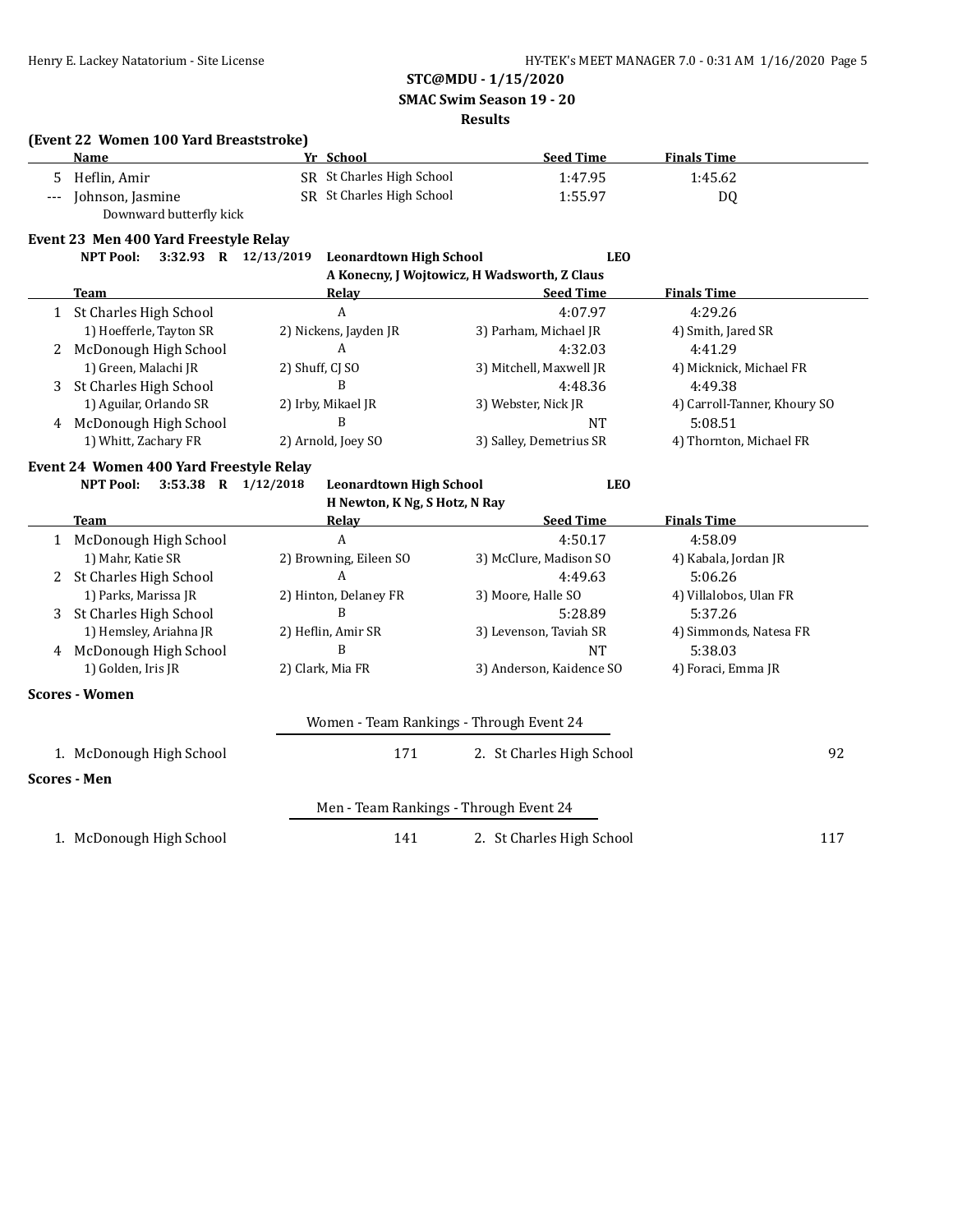STC@MDU - 1/15/2020
SMAC Swim Season 19 - 20
Results

**(Event 22 Women 100 Yard Breaststroke)**

| | Name | Yr | School | Seed Time | Finals Time |
|---|---|---|---|---|---|
| 5 | Heflin, Amir | SR | St Charles High School | 1:47.95 | 1:45.62 |
| --- | Johnson, Jasmine | SR | St Charles High School | 1:55.97 | DQ |
| | Downward butterfly kick | | | | |

**Event 23 Men 400 Yard Freestyle Relay**

**NPT Pool: 3:32.93 R 12/13/2019 Leonardtown High School LEO**
A Konecny, J Wojtowicz, H Wadsworth, Z Claus

| | Team | Relay | Seed Time | Finals Time |
|---|---|---|---|---|
| 1 | St Charles High School | A | 4:07.97 | 4:29.26 |
| | 1) Hoefferle, Tayton SR | 2) Nickens, Jayden JR | 3) Parham, Michael JR | 4) Smith, Jared SR |
| 2 | McDonough High School | A | 4:32.03 | 4:41.29 |
| | 1) Green, Malachi JR | 2) Shuff, CJ SO | 3) Mitchell, Maxwell JR | 4) Micknick, Michael FR |
| 3 | St Charles High School | B | 4:48.36 | 4:49.38 |
| | 1) Aguilar, Orlando SR | 2) Irby, Mikael JR | 3) Webster, Nick JR | 4) Carroll-Tanner, Khoury SO |
| 4 | McDonough High School | B | NT | 5:08.51 |
| | 1) Whitt, Zachary FR | 2) Arnold, Joey SO | 3) Salley, Demetrius SR | 4) Thornton, Michael FR |

**Event 24 Women 400 Yard Freestyle Relay**

**NPT Pool: 3:53.38 R 1/12/2018 Leonardtown High School LEO**
H Newton, K Ng, S Hotz, N Ray

| | Team | Relay | Seed Time | Finals Time |
|---|---|---|---|---|
| 1 | McDonough High School | A | 4:50.17 | 4:58.09 |
| | 1) Mahr, Katie SR | 2) Browning, Eileen SO | 3) McClure, Madison SO | 4) Kabala, Jordan JR |
| 2 | St Charles High School | A | 4:49.63 | 5:06.26 |
| | 1) Parks, Marissa JR | 2) Hinton, Delaney FR | 3) Moore, Halle SO | 4) Villalobos, Ulan FR |
| 3 | St Charles High School | B | 5:28.89 | 5:37.26 |
| | 1) Hemsley, Ariahna JR | 2) Heflin, Amir SR | 3) Levenson, Taviah SR | 4) Simmonds, Natesa FR |
| 4 | McDonough High School | B | NT | 5:38.03 |
| | 1) Golden, Iris JR | 2) Clark, Mia FR | 3) Anderson, Kaidence SO | 4) Foraci, Emma JR |

**Scores - Women**

Women - Team Rankings - Through Event 24

| | | | |
|---|---|---|---|
| 1. McDonough High School | 171 | 2. St Charles High School | 92 |

**Scores - Men**

Men - Team Rankings - Through Event 24

| | | | |
|---|---|---|---|
| 1. McDonough High School | 141 | 2. St Charles High School | 117 |